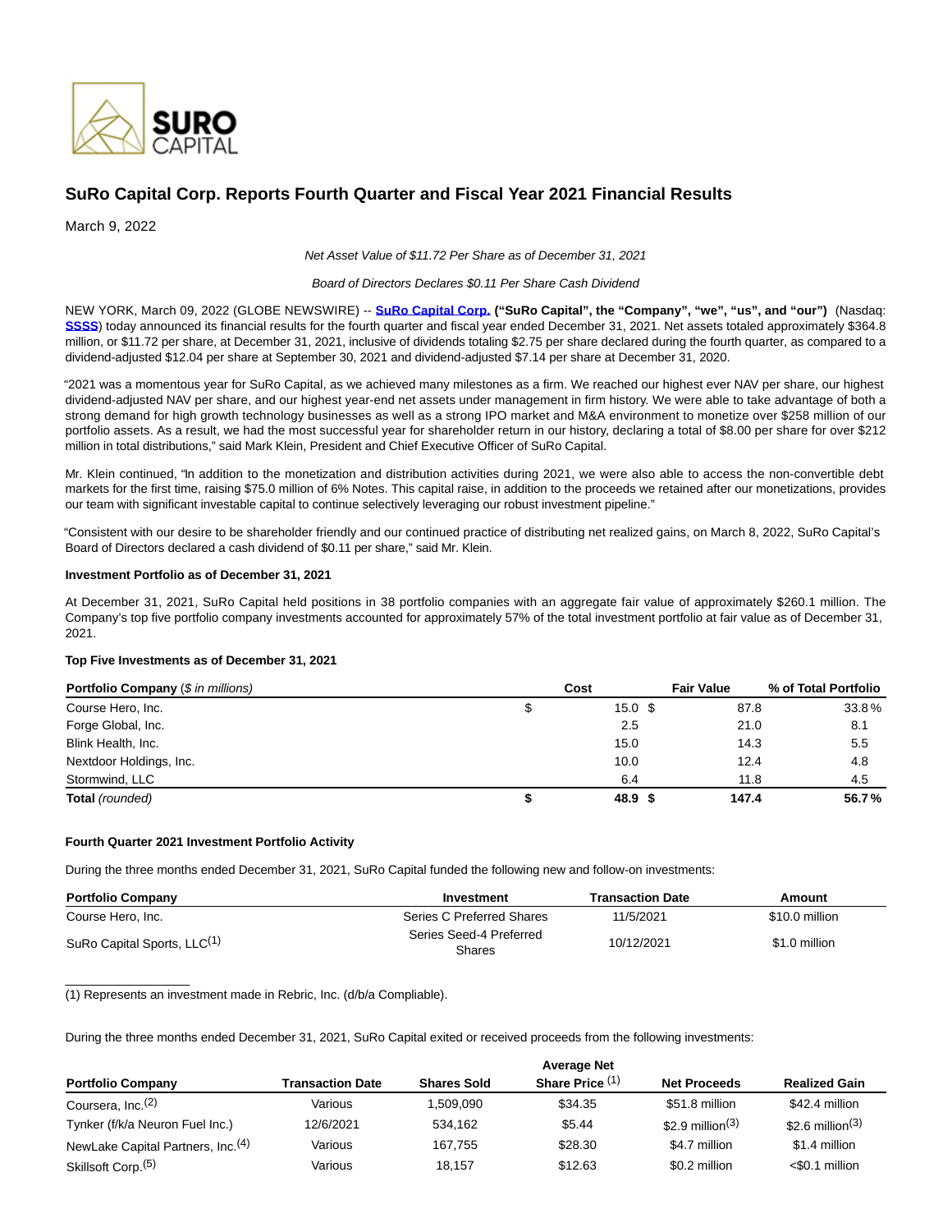# SuRo Capital Corp. Reports Fourth Quarter and Fiscal Year 2021 Financial Results

March 9, 2022

*Net Asset Value of $11.72 Per Share as of December 31, 2021*

*Board of Directors Declares $0.11 Per Share Cash Dividend*

NEW YORK, March 09, 2022 (GLOBE NEWSWIRE) -- **SuRo Capital Corp. ("SuRo Capital", the "Company", "we", "us", and "our")** (Nasdaq: **SSSS**) today announced its financial results for the fourth quarter and fiscal year ended December 31, 2021. Net assets totaled approximately $364.8 million, or $11.72 per share, at December 31, 2021, inclusive of dividends totaling $2.75 per share declared during the fourth quarter, as compared to a dividend-adjusted $12.04 per share at September 30, 2021 and dividend-adjusted $7.14 per share at December 31, 2020.

"2021 was a momentous year for SuRo Capital, as we achieved many milestones as a firm. We reached our highest ever NAV per share, our highest dividend-adjusted NAV per share, and our highest year-end net assets under management in firm history. We were able to take advantage of both a strong demand for high growth technology businesses as well as a strong IPO market and M&A environment to monetize over $258 million of our portfolio assets. As a result, we had the most successful year for shareholder return in our history, declaring a total of $8.00 per share for over $212 million in total distributions," said Mark Klein, President and Chief Executive Officer of SuRo Capital.

Mr. Klein continued, "In addition to the monetization and distribution activities during 2021, we were also able to access the non-convertible debt markets for the first time, raising $75.0 million of 6% Notes. This capital raise, in addition to the proceeds we retained after our monetizations, provides our team with significant investable capital to continue selectively leveraging our robust investment pipeline."

"Consistent with our desire to be shareholder friendly and our continued practice of distributing net realized gains, on March 8, 2022, SuRo Capital's Board of Directors declared a cash dividend of $0.11 per share," said Mr. Klein.

**Investment Portfolio as of December 31, 2021**

At December 31, 2021, SuRo Capital held positions in 38 portfolio companies with an aggregate fair value of approximately $260.1 million. The Company's top five portfolio company investments accounted for approximately 57% of the total investment portfolio at fair value as of December 31, 2021.

**Top Five Investments as of December 31, 2021**

| **Portfolio Company** *($ in millions)* | **Cost** | **Fair Value** | **% of Total Portfolio** |
|---|---|---|---|
| Course Hero, Inc. | $ 15.0 | $ 87.8 | 33.8% |
| Forge Global, Inc. | 2.5 | 21.0 | 8.1 |
| Blink Health, Inc. | 15.0 | 14.3 | 5.5 |
| Nextdoor Holdings, Inc. | 10.0 | 12.4 | 4.8 |
| Stormwind, LLC | 6.4 | 11.8 | 4.5 |
| **Total** *(rounded)* | **$ 48.9** | **$ 147.4** | **56.7%** |

**Fourth Quarter 2021 Investment Portfolio Activity**

During the three months ended December 31, 2021, SuRo Capital funded the following new and follow-on investments:

| Portfolio Company | Investment | Transaction Date | Amount |
|---|---|---|---|
| Course Hero, Inc. | Series C Preferred Shares | 11/5/2021 | $10.0 million |
| SuRo Capital Sports, LLC[1] | Series Seed-4 Preferred Shares | 10/12/2021 | $1.0 million |

(1) Represents an investment made in Rebric, Inc. (d/b/a Compliable).

During the three months ended December 31, 2021, SuRo Capital exited or received proceeds from the following investments:

| Portfolio Company | Transaction Date | Shares Sold | Average Net Share Price [1] | Net Proceeds | Realized Gain |
|---|---|---|---|---|---|
| Coursera, Inc.[2] | Various | 1,509,090 | $34.35 | $51.8 million | $42.4 million |
| Tynker (f/k/a Neuron Fuel Inc.) | 12/6/2021 | 534,162 | $5.44 | $2.9 million[3] | $2.6 million[3] |
| NewLake Capital Partners, Inc.[4] | Various | 167,755 | $28.30 | $4.7 million | $1.4 million |
| Skillsoft Corp.[5] | Various | 18,157 | $12.63 | $0.2 million | <$0.1 million |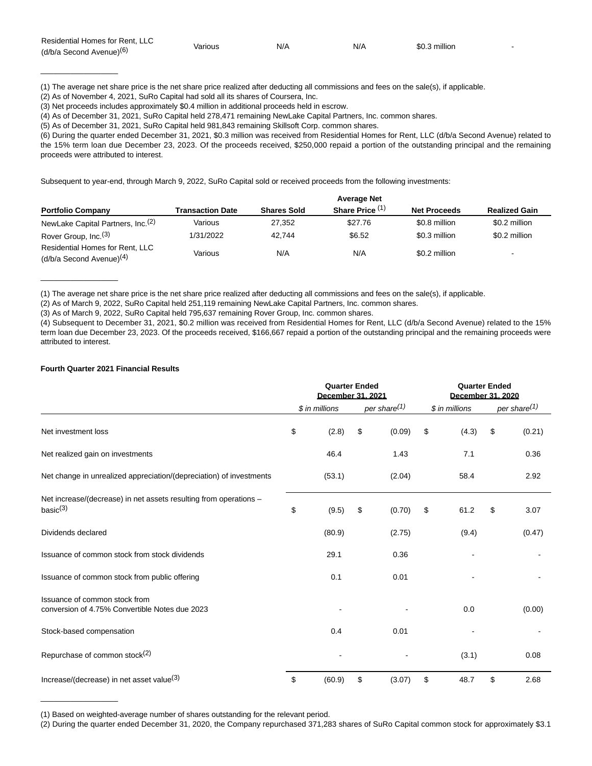| Residential Homes for Rent, LLC (d/b/a Second Avenue)[6] | Various | N/A | N/A | $0.3 million | - |
|---|---|---|---|---|---|

---

(1) The average net share price is the net share price realized after deducting all commissions and fees on the sale(s), if applicable.

(2) As of November 4, 2021, SuRo Capital had sold all its shares of Coursera, Inc.

(3) Net proceeds includes approximately $0.4 million in additional proceeds held in escrow.

(4) As of December 31, 2021, SuRo Capital held 278,471 remaining NewLake Capital Partners, Inc. common shares.

(5) As of December 31, 2021, SuRo Capital held 981,843 remaining Skillsoft Corp. common shares.

(6) During the quarter ended December 31, 2021, $0.3 million was received from Residential Homes for Rent, LLC (d/b/a Second Avenue) related to the 15% term loan due December 23, 2023. Of the proceeds received, $250,000 repaid a portion of the outstanding principal and the remaining proceeds were attributed to interest.

Subsequent to year-end, through March 9, 2022, SuRo Capital sold or received proceeds from the following investments:

| Portfolio Company | Transaction Date | Shares Sold | Average Net Share Price [1] | Net Proceeds | Realized Gain |
|---|---|---|---|---|---|
| NewLake Capital Partners, Inc.[2] | Various | 27,352 | $27.76 | $0.8 million | $0.2 million |
| Rover Group, Inc.[3] | 1/31/2022 | 42,744 | $6.52 | $0.3 million | $0.2 million |
| Residential Homes for Rent, LLC (d/b/a Second Avenue)[4] | Various | N/A | N/A | $0.2 million | - |

---

(1) The average net share price is the net share price realized after deducting all commissions and fees on the sale(s), if applicable.

(2) As of March 9, 2022, SuRo Capital held 251,119 remaining NewLake Capital Partners, Inc. common shares.

(3) As of March 9, 2022, SuRo Capital held 795,637 remaining Rover Group, Inc. common shares.

(4) Subsequent to December 31, 2021, $0.2 million was received from Residential Homes for Rent, LLC (d/b/a Second Avenue) related to the 15% term loan due December 23, 2023. Of the proceeds received, $166,667 repaid a portion of the outstanding principal and the remaining proceeds were attributed to interest.

**Fourth Quarter 2021 Financial Results**

| | Quarter Ended December 31, 2021 | | Quarter Ended December 31, 2020 | |
|---|---|---|---|---|
| | *$ in millions* | *per share[1]* | *$ in millions* | *per share[1]* |
| Net investment loss | $ (2.8) | $ (0.09) | $ (4.3) | $ (0.21) |
| Net realized gain on investments | 46.4 | 1.43 | 7.1 | 0.36 |
| Net change in unrealized appreciation/(depreciation) of investments | (53.1) | (2.04) | 58.4 | 2.92 |
| Net increase/(decrease) in net assets resulting from operations – basic[3] | $ (9.5) | $ (0.70) | $ 61.2 | $ 3.07 |
| Dividends declared | (80.9) | (2.75) | (9.4) | (0.47) |
| Issuance of common stock from stock dividends | 29.1 | 0.36 | - | - |
| Issuance of common stock from public offering | 0.1 | 0.01 | - | - |
| Issuance of common stock from conversion of 4.75% Convertible Notes due 2023 | - | - | 0.0 | (0.00) |
| Stock-based compensation | 0.4 | 0.01 | - | - |
| Repurchase of common stock[2] | - | - | (3.1) | 0.08 |
| Increase/(decrease) in net asset value[3] | $ (60.9) | $ (3.07) | $ 48.7 | $ 2.68 |

---

(1) Based on weighted-average number of shares outstanding for the relevant period.

(2) During the quarter ended December 31, 2020, the Company repurchased 371,283 shares of SuRo Capital common stock for approximately $3.1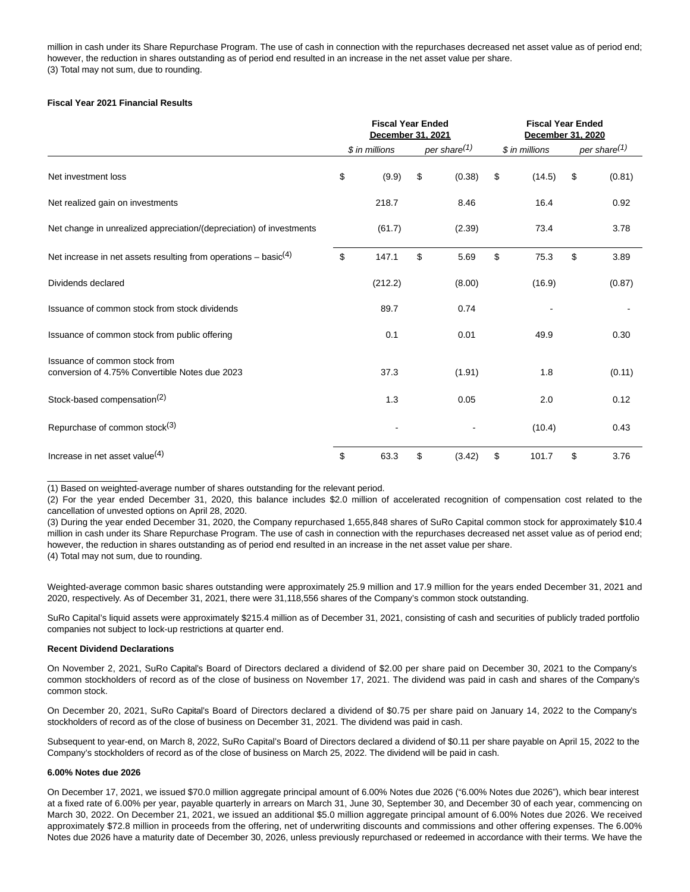million in cash under its Share Repurchase Program. The use of cash in connection with the repurchases decreased net asset value as of period end; however, the reduction in shares outstanding as of period end resulted in an increase in the net asset value per share.
(3) Total may not sum, due to rounding.

**Fiscal Year 2021 Financial Results**

| | Fiscal Year Ended December 31, 2021 | | Fiscal Year Ended December 31, 2020 | |
|---|---|---|---|---|
| | *$ in millions* | *per share[(1)]* | *$ in millions* | *per share[(1)]* |
| Net investment loss | $ (9.9) | $ (0.38) | $ (14.5) | $ (0.81) |
| Net realized gain on investments | 218.7 | 8.46 | 16.4 | 0.92 |
| Net change in unrealized appreciation/(depreciation) of investments | (61.7) | (2.39) | 73.4 | 3.78 |
| Net increase in net assets resulting from operations – basic[(4)] | $ 147.1 | $ 5.69 | $ 75.3 | $ 3.89 |
| Dividends declared | (212.2) | (8.00) | (16.9) | (0.87) |
| Issuance of common stock from stock dividends | 89.7 | 0.74 | - | - |
| Issuance of common stock from public offering | 0.1 | 0.01 | 49.9 | 0.30 |
| Issuance of common stock from conversion of 4.75% Convertible Notes due 2023 | 37.3 | (1.91) | 1.8 | (0.11) |
| Stock-based compensation[(2)] | 1.3 | 0.05 | 2.0 | 0.12 |
| Repurchase of common stock[(3)] | - | - | (10.4) | 0.43 |
| Increase in net asset value[(4)] | $ 63.3 | $ (3.42) | $ 101.7 | $ 3.76 |

(1) Based on weighted-average number of shares outstanding for the relevant period.
(2) For the year ended December 31, 2020, this balance includes $2.0 million of accelerated recognition of compensation cost related to the cancellation of unvested options on April 28, 2020.
(3) During the year ended December 31, 2020, the Company repurchased 1,655,848 shares of SuRo Capital common stock for approximately $10.4 million in cash under its Share Repurchase Program. The use of cash in connection with the repurchases decreased net asset value as of period end; however, the reduction in shares outstanding as of period end resulted in an increase in the net asset value per share.
(4) Total may not sum, due to rounding.

Weighted-average common basic shares outstanding were approximately 25.9 million and 17.9 million for the years ended December 31, 2021 and 2020, respectively. As of December 31, 2021, there were 31,118,556 shares of the Company's common stock outstanding.

SuRo Capital's liquid assets were approximately $215.4 million as of December 31, 2021, consisting of cash and securities of publicly traded portfolio companies not subject to lock-up restrictions at quarter end.

**Recent Dividend Declarations**

On November 2, 2021, SuRo Capital's Board of Directors declared a dividend of $2.00 per share paid on December 30, 2021 to the Company's common stockholders of record as of the close of business on November 17, 2021. The dividend was paid in cash and shares of the Company's common stock.

On December 20, 2021, SuRo Capital's Board of Directors declared a dividend of $0.75 per share paid on January 14, 2022 to the Company's stockholders of record as of the close of business on December 31, 2021. The dividend was paid in cash.

Subsequent to year-end, on March 8, 2022, SuRo Capital's Board of Directors declared a dividend of $0.11 per share payable on April 15, 2022 to the Company's stockholders of record as of the close of business on March 25, 2022. The dividend will be paid in cash.

**6.00% Notes due 2026**

On December 17, 2021, we issued $70.0 million aggregate principal amount of 6.00% Notes due 2026 ("6.00% Notes due 2026"), which bear interest at a fixed rate of 6.00% per year, payable quarterly in arrears on March 31, June 30, September 30, and December 30 of each year, commencing on March 30, 2022. On December 21, 2021, we issued an additional $5.0 million aggregate principal amount of 6.00% Notes due 2026. We received approximately $72.8 million in proceeds from the offering, net of underwriting discounts and commissions and other offering expenses. The 6.00% Notes due 2026 have a maturity date of December 30, 2026, unless previously repurchased or redeemed in accordance with their terms. We have the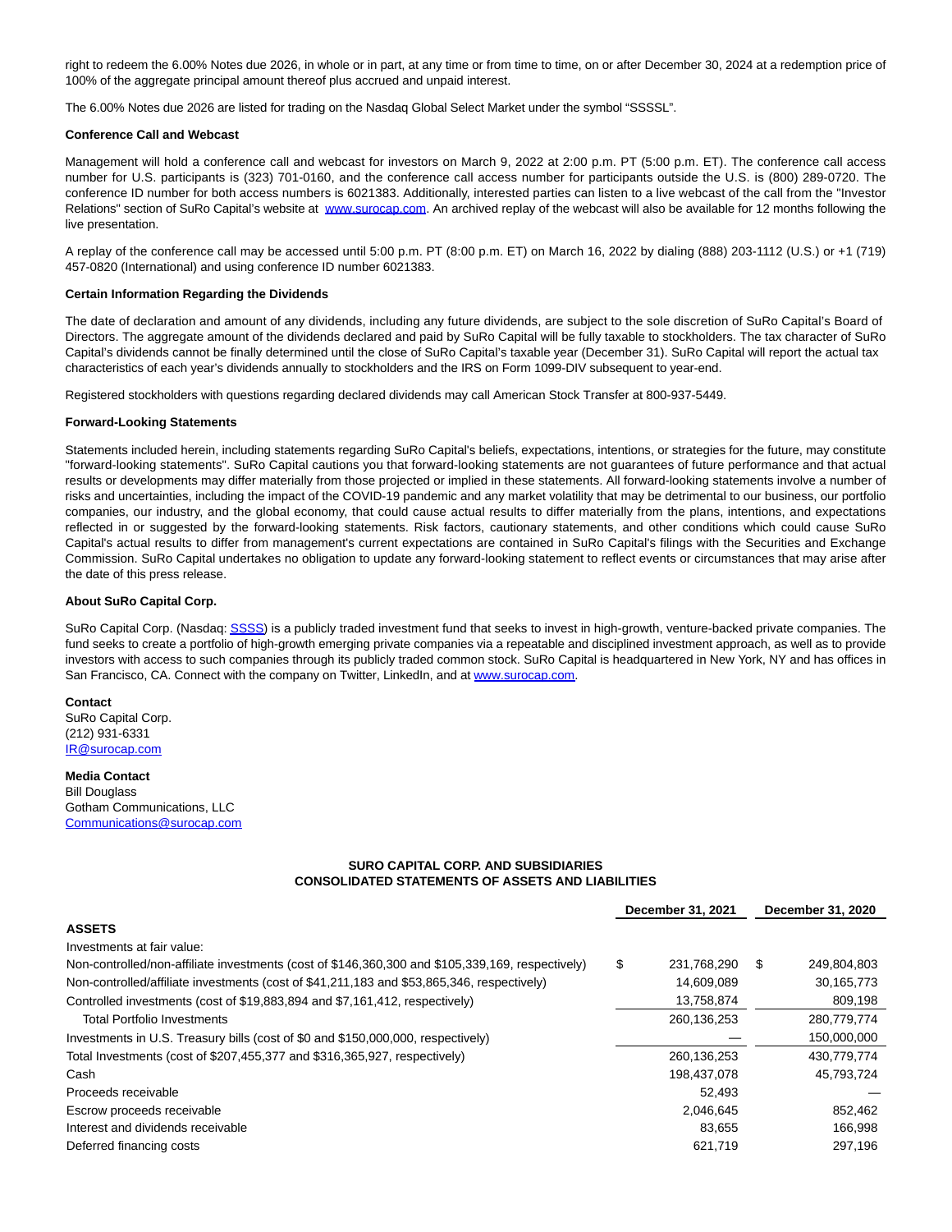right to redeem the 6.00% Notes due 2026, in whole or in part, at any time or from time to time, on or after December 30, 2024 at a redemption price of 100% of the aggregate principal amount thereof plus accrued and unpaid interest.

The 6.00% Notes due 2026 are listed for trading on the Nasdaq Global Select Market under the symbol "SSSSL".

**Conference Call and Webcast**

Management will hold a conference call and webcast for investors on March 9, 2022 at 2:00 p.m. PT (5:00 p.m. ET). The conference call access number for U.S. participants is (323) 701-0160, and the conference call access number for participants outside the U.S. is (800) 289-0720. The conference ID number for both access numbers is 6021383. Additionally, interested parties can listen to a live webcast of the call from the "Investor Relations" section of SuRo Capital's website at [www.surocap.com](www.surocap.com). An archived replay of the webcast will also be available for 12 months following the live presentation.

A replay of the conference call may be accessed until 5:00 p.m. PT (8:00 p.m. ET) on March 16, 2022 by dialing (888) 203-1112 (U.S.) or +1 (719) 457-0820 (International) and using conference ID number 6021383.

**Certain Information Regarding the Dividends**

The date of declaration and amount of any dividends, including any future dividends, are subject to the sole discretion of SuRo Capital's Board of Directors. The aggregate amount of the dividends declared and paid by SuRo Capital will be fully taxable to stockholders. The tax character of SuRo Capital's dividends cannot be finally determined until the close of SuRo Capital's taxable year (December 31). SuRo Capital will report the actual tax characteristics of each year's dividends annually to stockholders and the IRS on Form 1099-DIV subsequent to year-end.

Registered stockholders with questions regarding declared dividends may call American Stock Transfer at 800-937-5449.

**Forward-Looking Statements**

Statements included herein, including statements regarding SuRo Capital's beliefs, expectations, intentions, or strategies for the future, may constitute "forward-looking statements". SuRo Capital cautions you that forward-looking statements are not guarantees of future performance and that actual results or developments may differ materially from those projected or implied in these statements. All forward-looking statements involve a number of risks and uncertainties, including the impact of the COVID-19 pandemic and any market volatility that may be detrimental to our business, our portfolio companies, our industry, and the global economy, that could cause actual results to differ materially from the plans, intentions, and expectations reflected in or suggested by the forward-looking statements. Risk factors, cautionary statements, and other conditions which could cause SuRo Capital's actual results to differ from management's current expectations are contained in SuRo Capital's filings with the Securities and Exchange Commission. SuRo Capital undertakes no obligation to update any forward-looking statement to reflect events or circumstances that may arise after the date of this press release.

**About SuRo Capital Corp.**

SuRo Capital Corp. (Nasdaq: [SSSS](SSSS)) is a publicly traded investment fund that seeks to invest in high-growth, venture-backed private companies. The fund seeks to create a portfolio of high-growth emerging private companies via a repeatable and disciplined investment approach, as well as to provide investors with access to such companies through its publicly traded common stock. SuRo Capital is headquartered in New York, NY and has offices in San Francisco, CA. Connect with the company on Twitter, LinkedIn, and at [www.surocap.com](www.surocap.com).

**Contact**
SuRo Capital Corp.
(212) 931-6331
[IR@surocap.com](mailto:IR@surocap.com)

**Media Contact**
Bill Douglass
Gotham Communications, LLC
[Communications@surocap.com](mailto:Communications@surocap.com)

**SURO CAPITAL CORP. AND SUBSIDIARIES**
**CONSOLIDATED STATEMENTS OF ASSETS AND LIABILITIES**

| | December 31, 2021 | December 31, 2020 |
|---|---|---|
| **ASSETS** | | |
| Investments at fair value: | | |
| Non-controlled/non-affiliate investments (cost of $146,360,300 and $105,339,169, respectively) | $ 231,768,290 | $ 249,804,803 |
| Non-controlled/affiliate investments (cost of $41,211,183 and $53,865,346, respectively) | 14,609,089 | 30,165,773 |
| Controlled investments (cost of $19,883,894 and $7,161,412, respectively) | 13,758,874 | 809,198 |
| Total Portfolio Investments | 260,136,253 | 280,779,774 |
| Investments in U.S. Treasury bills (cost of $0 and $150,000,000, respectively) | — | 150,000,000 |
| Total Investments (cost of $207,455,377 and $316,365,927, respectively) | 260,136,253 | 430,779,774 |
| Cash | 198,437,078 | 45,793,724 |
| Proceeds receivable | 52,493 | — |
| Escrow proceeds receivable | 2,046,645 | 852,462 |
| Interest and dividends receivable | 83,655 | 166,998 |
| Deferred financing costs | 621,719 | 297,196 |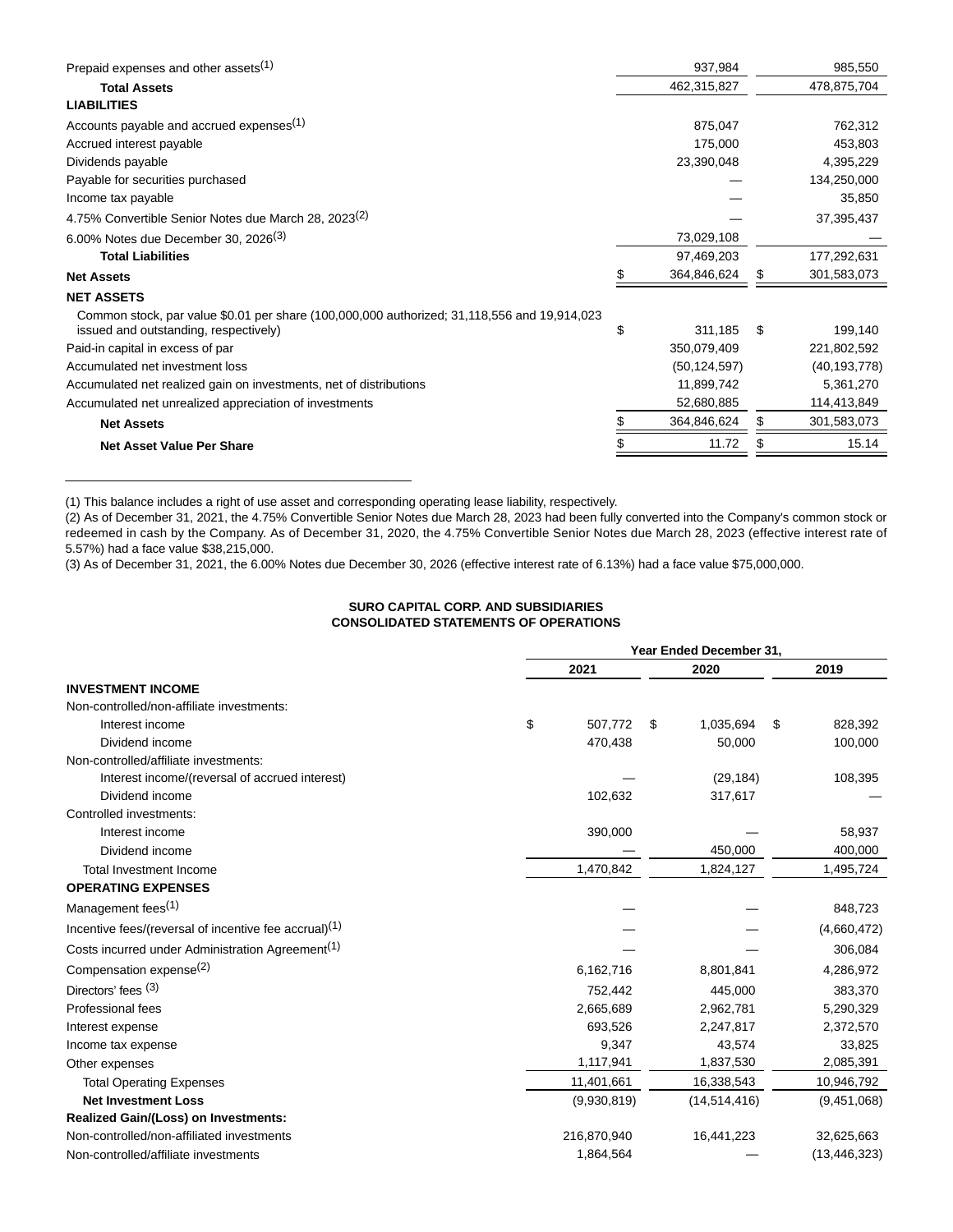| | | |
|---|---|---|
| Prepaid expenses and other assets[(1)] | 937,984 | 985,550 |
| **Total Assets** | 462,315,827 | 478,875,704 |
| **LIABILITIES** | | |
| Accounts payable and accrued expenses[(1)] | 875,047 | 762,312 |
| Accrued interest payable | 175,000 | 453,803 |
| Dividends payable | 23,390,048 | 4,395,229 |
| Payable for securities purchased | — | 134,250,000 |
| Income tax payable | — | 35,850 |
| 4.75% Convertible Senior Notes due March 28, 2023[(2)] | — | 37,395,437 |
| 6.00% Notes due December 30, 2026[(3)] | 73,029,108 | — |
| **Total Liabilities** | 97,469,203 | 177,292,631 |
| **Net Assets** | $ 364,846,624 | $ 301,583,073 |
| **NET ASSETS** | | |
| Common stock, par value $0.01 per share (100,000,000 authorized; 31,118,556 and 19,914,023 issued and outstanding, respectively) | $ 311,185 | $ 199,140 |
| Paid-in capital in excess of par | 350,079,409 | 221,802,592 |
| Accumulated net investment loss | (50,124,597) | (40,193,778) |
| Accumulated net realized gain on investments, net of distributions | 11,899,742 | 5,361,270 |
| Accumulated net unrealized appreciation of investments | 52,680,885 | 114,413,849 |
| **Net Assets** | $ 364,846,624 | $ 301,583,073 |
| **Net Asset Value Per Share** | $ 11.72 | $ 15.14 |

(1) This balance includes a right of use asset and corresponding operating lease liability, respectively.
(2) As of December 31, 2021, the 4.75% Convertible Senior Notes due March 28, 2023 had been fully converted into the Company's common stock or redeemed in cash by the Company. As of December 31, 2020, the 4.75% Convertible Senior Notes due March 28, 2023 (effective interest rate of 5.57%) had a face value $38,215,000.
(3) As of December 31, 2021, the 6.00% Notes due December 30, 2026 (effective interest rate of 6.13%) had a face value $75,000,000.

**SURO CAPITAL CORP. AND SUBSIDIARIES**
**CONSOLIDATED STATEMENTS OF OPERATIONS**

| | Year Ended December 31, | | |
|---|---|---|---|
| | 2021 | 2020 | 2019 |
| **INVESTMENT INCOME** | | | |
| Non-controlled/non-affiliate investments: | | | |
| Interest income | $ 507,772 | $ 1,035,694 | $ 828,392 |
| Dividend income | 470,438 | 50,000 | 100,000 |
| Non-controlled/affiliate investments: | | | |
| Interest income/(reversal of accrued interest) | — | (29,184) | 108,395 |
| Dividend income | 102,632 | 317,617 | — |
| Controlled investments: | | | |
| Interest income | 390,000 | — | 58,937 |
| Dividend income | — | 450,000 | 400,000 |
| Total Investment Income | 1,470,842 | 1,824,127 | 1,495,724 |
| **OPERATING EXPENSES** | | | |
| Management fees[(1)] | — | — | 848,723 |
| Incentive fees/(reversal of incentive fee accrual)[(1)] | — | — | (4,660,472) |
| Costs incurred under Administration Agreement[(1)] | — | — | 306,084 |
| Compensation expense[(2)] | 6,162,716 | 8,801,841 | 4,286,972 |
| Directors' fees [(3)] | 752,442 | 445,000 | 383,370 |
| Professional fees | 2,665,689 | 2,962,781 | 5,290,329 |
| Interest expense | 693,526 | 2,247,817 | 2,372,570 |
| Income tax expense | 9,347 | 43,574 | 33,825 |
| Other expenses | 1,117,941 | 1,837,530 | 2,085,391 |
| Total Operating Expenses | 11,401,661 | 16,338,543 | 10,946,792 |
| **Net Investment Loss** | (9,930,819) | (14,514,416) | (9,451,068) |
| **Realized Gain/(Loss) on Investments:** | | | |
| Non-controlled/non-affiliated investments | 216,870,940 | 16,441,223 | 32,625,663 |
| Non-controlled/affiliate investments | 1,864,564 | — | (13,446,323) |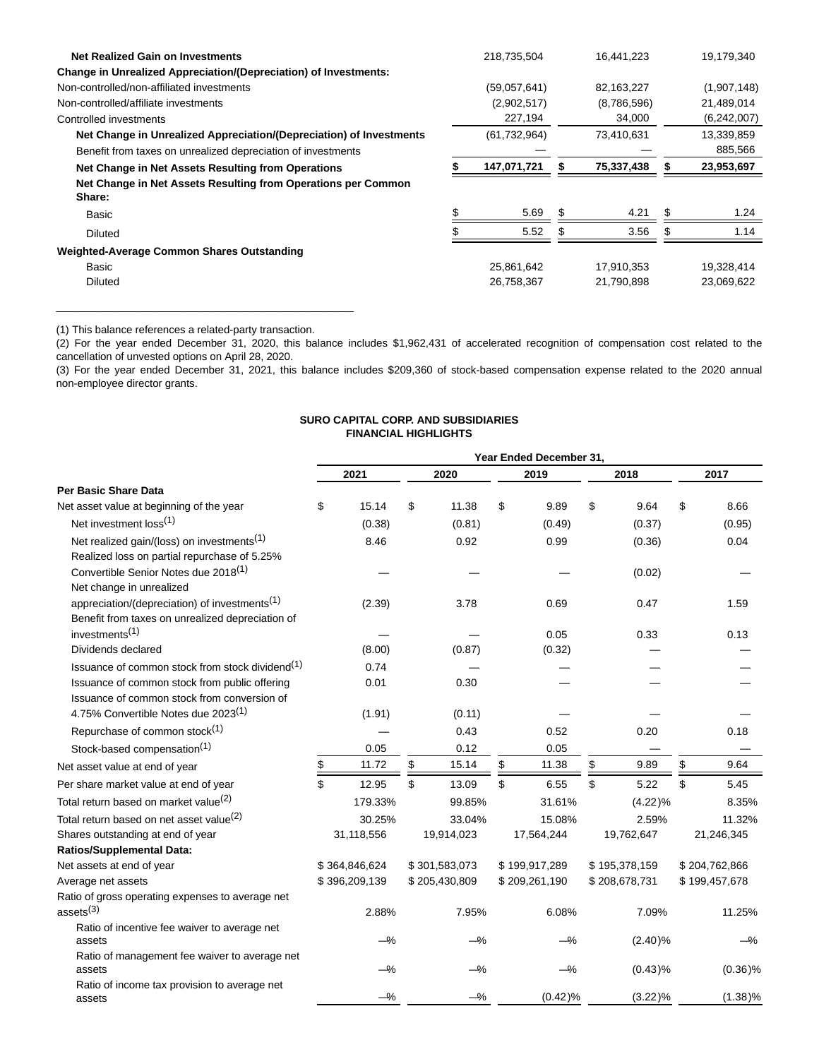| | 2021 | 2020 | 2019 |
|---|---|---|---|
| **Net Realized Gain on Investments** | 218,735,504 | 16,441,223 | 19,179,340 |
| **Change in Unrealized Appreciation/(Depreciation) of Investments:** | | | |
| Non-controlled/non-affiliated investments | (59,057,641) | 82,163,227 | (1,907,148) |
| Non-controlled/affiliate investments | (2,902,517) | (8,786,596) | 21,489,014 |
| Controlled investments | 227,194 | 34,000 | (6,242,007) |
| **Net Change in Unrealized Appreciation/(Depreciation) of Investments** | (61,732,964) | 73,410,631 | 13,339,859 |
| Benefit from taxes on unrealized depreciation of investments | — | — | 885,566 |
| **Net Change in Net Assets Resulting from Operations** | $ 147,071,721 | $ 75,337,438 | $ 23,953,697 |
| **Net Change in Net Assets Resulting from Operations per Common Share:** | | | |
| Basic | $ 5.69 | $ 4.21 | $ 1.24 |
| Diluted | $ 5.52 | $ 3.56 | $ 1.14 |
| **Weighted-Average Common Shares Outstanding** | | | |
| Basic | 25,861,642 | 17,910,353 | 19,328,414 |
| Diluted | 26,758,367 | 21,790,898 | 23,069,622 |

(1) This balance references a related-party transaction.
(2) For the year ended December 31, 2020, this balance includes $1,962,431 of accelerated recognition of compensation cost related to the cancellation of unvested options on April 28, 2020.
(3) For the year ended December 31, 2021, this balance includes $209,360 of stock-based compensation expense related to the 2020 annual non-employee director grants.

**SURO CAPITAL CORP. AND SUBSIDIARIES**
**FINANCIAL HIGHLIGHTS**

| | Year Ended December 31, | | | | |
|---|---|---|---|---|---|
| | 2021 | 2020 | 2019 | 2018 | 2017 |
| **Per Basic Share Data** | | | | | |
| Net asset value at beginning of the year | $ 15.14 | $ 11.38 | $ 9.89 | $ 9.64 | $ 8.66 |
| Net investment loss[1] | (0.38) | (0.81) | (0.49) | (0.37) | (0.95) |
| Net realized gain/(loss) on investments[1] | 8.46 | 0.92 | 0.99 | (0.36) | 0.04 |
| Realized loss on partial repurchase of 5.25% Convertible Senior Notes due 2018[1] | — | — | — | (0.02) | — |
| Net change in unrealized appreciation/(depreciation) of investments[1] | (2.39) | 3.78 | 0.69 | 0.47 | 1.59 |
| Benefit from taxes on unrealized depreciation of investments[1] | — | — | 0.05 | 0.33 | 0.13 |
| Dividends declared | (8.00) | (0.87) | (0.32) | — | — |
| Issuance of common stock from stock dividend[1] | 0.74 | — | — | — | — |
| Issuance of common stock from public offering | 0.01 | 0.30 | — | — | — |
| Issuance of common stock from conversion of 4.75% Convertible Notes due 2023[1] | (1.91) | (0.11) | — | — | — |
| Repurchase of common stock[1] | — | 0.43 | 0.52 | 0.20 | 0.18 |
| Stock-based compensation[1] | 0.05 | 0.12 | 0.05 | — | — |
| Net asset value at end of year | $ 11.72 | $ 15.14 | $ 11.38 | $ 9.89 | $ 9.64 |
| Per share market value at end of year | $ 12.95 | $ 13.09 | $ 6.55 | $ 5.22 | $ 5.45 |
| Total return based on market value[2] | 179.33% | 99.85% | 31.61% | (4.22)% | 8.35% |
| Total return based on net asset value[2] | 30.25% | 33.04% | 15.08% | 2.59% | 11.32% |
| Shares outstanding at end of year | 31,118,556 | 19,914,023 | 17,564,244 | 19,762,647 | 21,246,345 |
| **Ratios/Supplemental Data:** | | | | | |
| Net assets at end of year | $ 364,846,624 | $ 301,583,073 | $ 199,917,289 | $ 195,378,159 | $ 204,762,866 |
| Average net assets | $ 396,209,139 | $ 205,430,809 | $ 209,261,190 | $ 208,678,731 | $ 199,457,678 |
| Ratio of gross operating expenses to average net assets[3] | 2.88% | 7.95% | 6.08% | 7.09% | 11.25% |
| Ratio of incentive fee waiver to average net assets | —% | —% | —% | (2.40)% | —% |
| Ratio of management fee waiver to average net assets | —% | —% | —% | (0.43)% | (0.36)% |
| Ratio of income tax provision to average net assets | —% | —% | (0.42)% | (3.22)% | (1.38)% |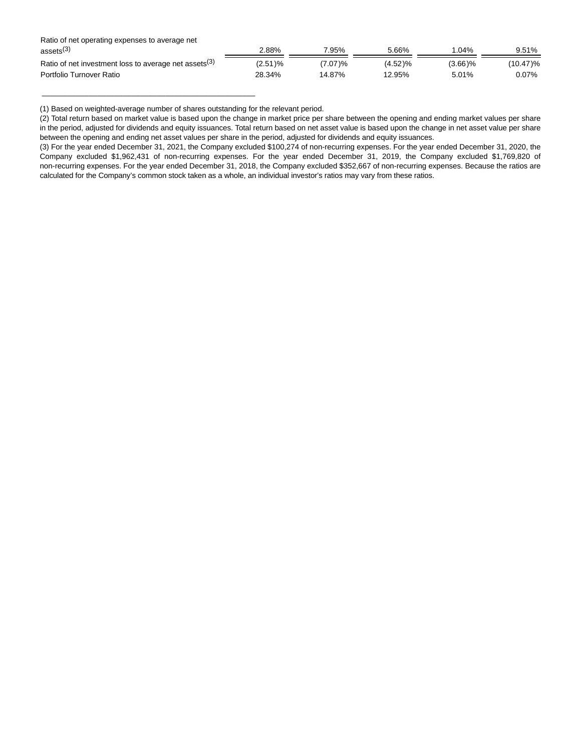| | | | | | |
|---|---|---|---|---|---|
| Ratio of net operating expenses to average net assets[(3)] | 2.88% | 7.95% | 5.66% | 1.04% | 9.51% |
| Ratio of net investment loss to average net assets[(3)] | (2.51)% | (7.07)% | (4.52)% | (3.66)% | (10.47)% |
| Portfolio Turnover Ratio | 28.34% | 14.87% | 12.95% | 5.01% | 0.07% |

(1) Based on weighted-average number of shares outstanding for the relevant period.

(2) Total return based on market value is based upon the change in market price per share between the opening and ending market values per share in the period, adjusted for dividends and equity issuances. Total return based on net asset value is based upon the change in net asset value per share between the opening and ending net asset values per share in the period, adjusted for dividends and equity issuances.

(3) For the year ended December 31, 2021, the Company excluded $100,274 of non-recurring expenses. For the year ended December 31, 2020, the Company excluded $1,962,431 of non-recurring expenses. For the year ended December 31, 2019, the Company excluded $1,769,820 of non-recurring expenses. For the year ended December 31, 2018, the Company excluded $352,667 of non-recurring expenses. Because the ratios are calculated for the Company's common stock taken as a whole, an individual investor's ratios may vary from these ratios.